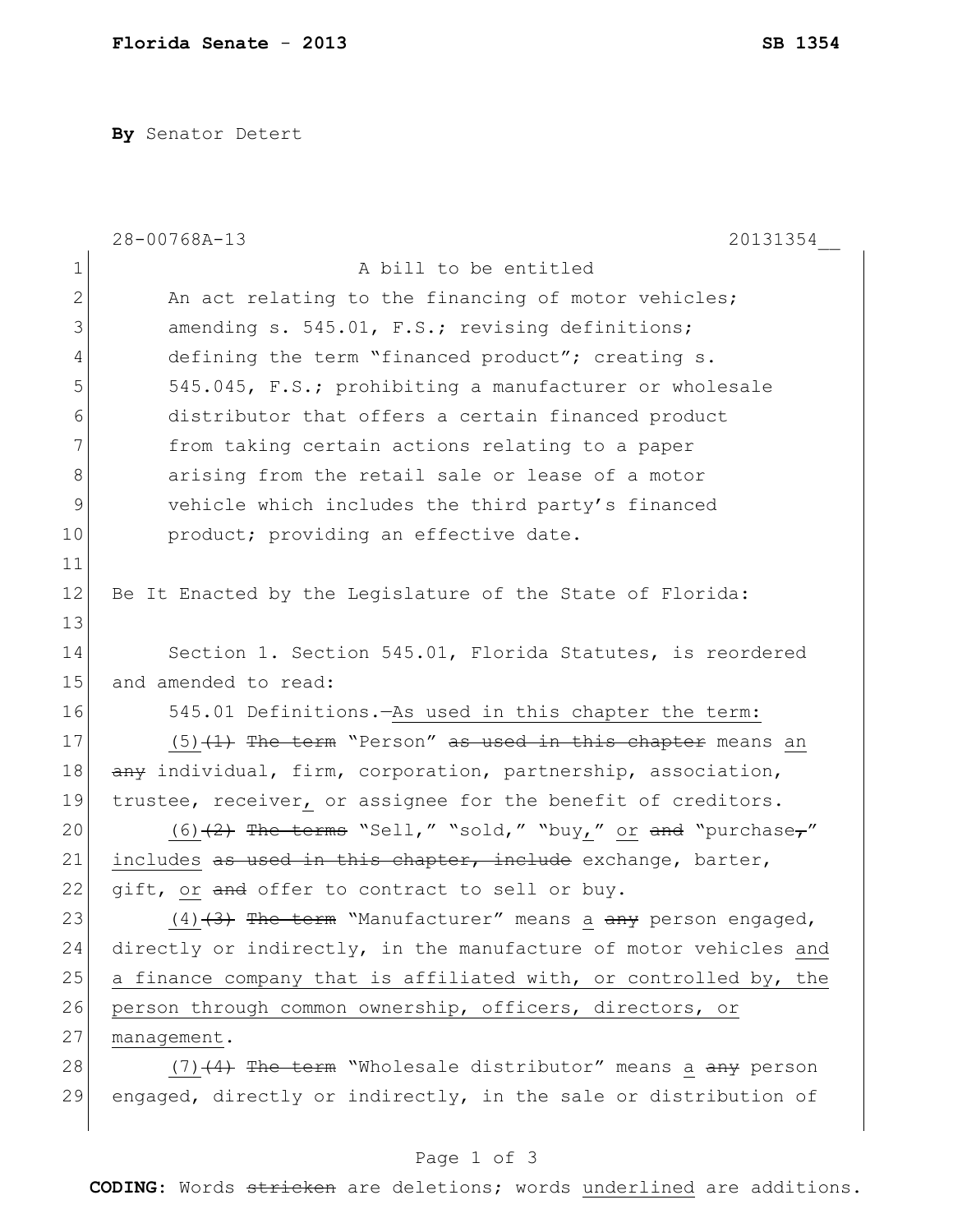**Florida Senate - 2013** **SB 1354**

**By** Senator Detert

28-00768A-13 20131354__

1 A bill to be entitled
2 An act relating to the financing of motor vehicles;
3 amending s. 545.01, F.S.; revising definitions;
4 defining the term "financed product"; creating s.
5 545.045, F.S.; prohibiting a manufacturer or wholesale
6 distributor that offers a certain financed product
7 from taking certain actions relating to a paper
8 arising from the retail sale or lease of a motor
9 vehicle which includes the third party's financed
10 product; providing an effective date.
11
12 Be It Enacted by the Legislature of the State of Florida:
13
14 Section 1. Section 545.01, Florida Statutes, is reordered
15 and amended to read:
16 545.01 Definitions.—<u>As used in this chapter the term:</u>
17 <u>(5)</u>~~(1) The term~~ "Person" ~~as used in this chapter~~ means <u>an</u>
18 ~~any~~ individual, firm, corporation, partnership, association,
19 trustee, receiver<u>,</u> or assignee for the benefit of creditors.
20 <u>(6)</u>~~(2) The terms~~ "Sell," "sold," "buy<u>,</u>" <u>or</u> ~~and~~ "purchase~~,~~"
21 <u>includes</u> ~~as used in this chapter, include~~ exchange, barter,
22 gift, <u>or</u> ~~and~~ offer to contract to sell or buy.
23 <u>(4)</u>~~(3) The term~~ "Manufacturer" means <u>a</u> ~~any~~ person engaged,
24 directly or indirectly, in the manufacture of motor vehicles <u>and</u>
25 <u>a finance company that is affiliated with, or controlled by, the</u>
26 <u>person through common ownership, officers, directors, or</u>
27 <u>management</u>.
28 <u>(7)</u>~~(4) The term~~ "Wholesale distributor" means <u>a</u> ~~any~~ person
29 engaged, directly or indirectly, in the sale or distribution of

**CODING:** Words ~~stricken~~ are deletions; words <u>underlined</u> are additions.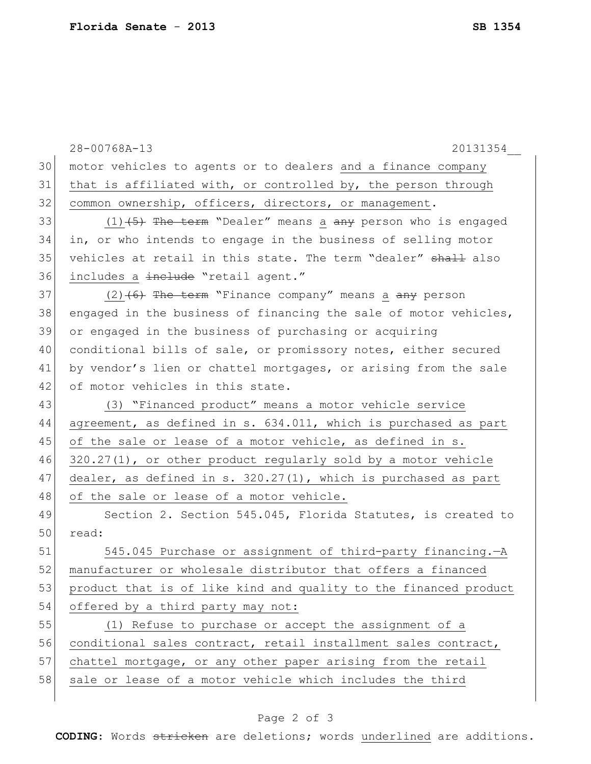motor vehicles to agents or to dealers and a finance company that is affiliated with, or controlled by, the person through common ownership, officers, directors, or management.

(1) ~~(5) The term~~ "Dealer" means a ~~any~~ person who is engaged in, or who intends to engage in the business of selling motor vehicles at retail in this state. The term "dealer" ~~shall~~ also includes a ~~include~~ "retail agent."

(2) ~~(6) The term~~ "Finance company" means a ~~any~~ person engaged in the business of financing the sale of motor vehicles, or engaged in the business of purchasing or acquiring conditional bills of sale, or promissory notes, either secured by vendor's lien or chattel mortgages, or arising from the sale of motor vehicles in this state.

(3) "Financed product" means a motor vehicle service agreement, as defined in s. 634.011, which is purchased as part of the sale or lease of a motor vehicle, as defined in s. 320.27(1), or other product regularly sold by a motor vehicle dealer, as defined in s. 320.27(1), which is purchased as part of the sale or lease of a motor vehicle.

Section 2. Section 545.045, Florida Statutes, is created to read:

545.045 Purchase or assignment of third-party financing.—A manufacturer or wholesale distributor that offers a financed product that is of like kind and quality to the financed product offered by a third party may not:

(1) Refuse to purchase or accept the assignment of a conditional sales contract, retail installment sales contract, chattel mortgage, or any other paper arising from the retail sale or lease of a motor vehicle which includes the third

**CODING:** Words ~~stricken~~ are deletions; words underlined are additions.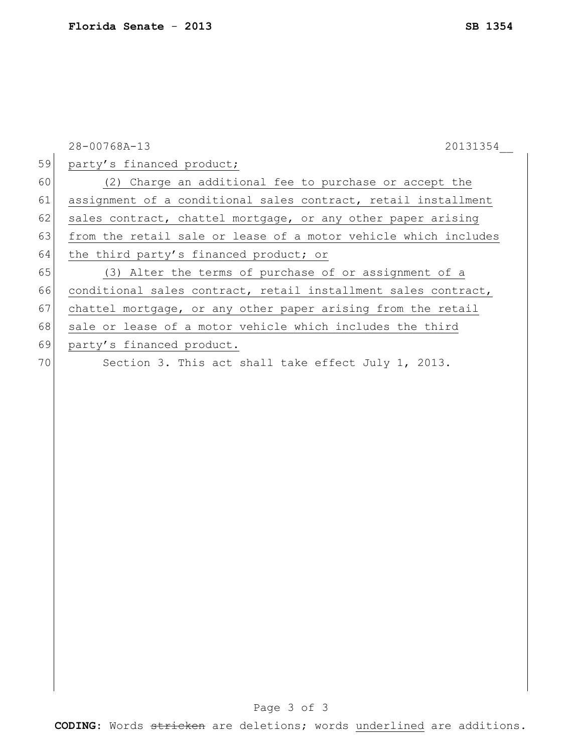party's financed product;

(2) Charge an additional fee to purchase or accept the assignment of a conditional sales contract, retail installment sales contract, chattel mortgage, or any other paper arising from the retail sale or lease of a motor vehicle which includes the third party's financed product; or

(3) Alter the terms of purchase of or assignment of a conditional sales contract, retail installment sales contract, chattel mortgage, or any other paper arising from the retail sale or lease of a motor vehicle which includes the third party's financed product.

Section 3. This act shall take effect July 1, 2013.